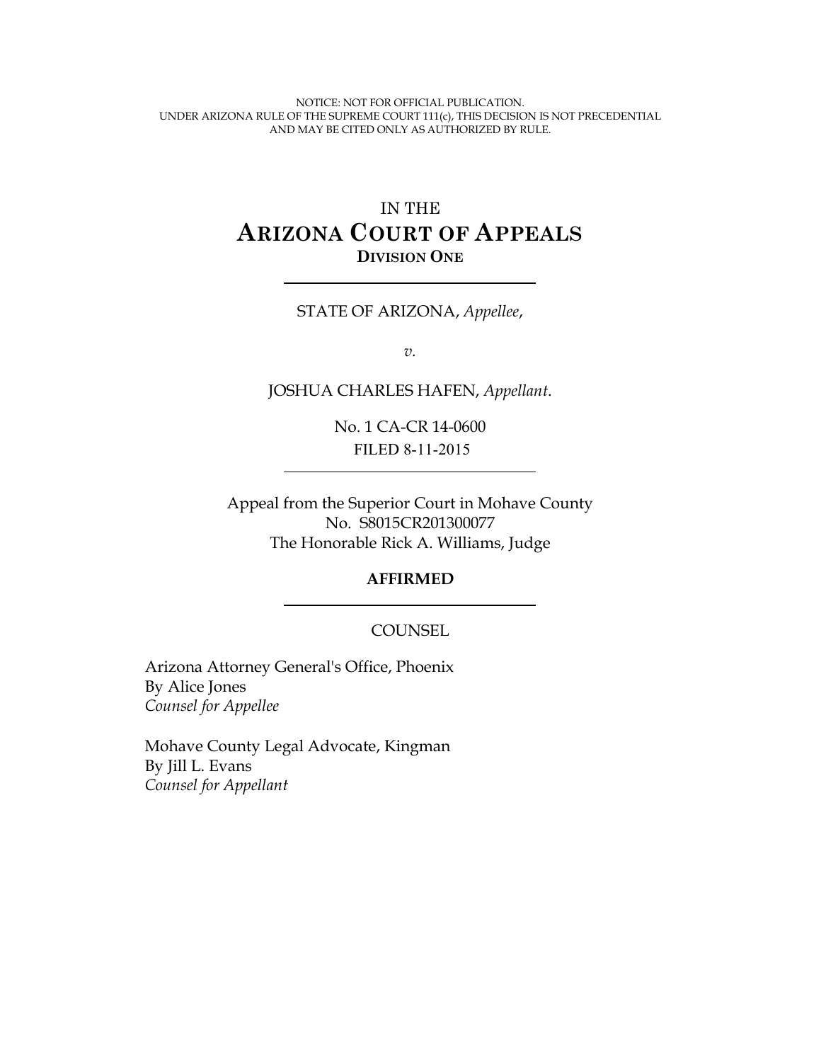NOTICE: NOT FOR OFFICIAL PUBLICATION.
UNDER ARIZONA RULE OF THE SUPREME COURT 111(c), THIS DECISION IS NOT PRECEDENTIAL
AND MAY BE CITED ONLY AS AUTHORIZED BY RULE.

# IN THE ARIZONA COURT OF APPEALS
## DIVISION ONE

---

STATE OF ARIZONA, *Appellee*,

*v.*

JOSHUA CHARLES HAFEN, *Appellant*.

No. 1 CA-CR 14-0600
FILED 8-11-2015

---

Appeal from the Superior Court in Mohave County
No. S8015CR201300077
The Honorable Rick A. Williams, Judge

**AFFIRMED**

---

COUNSEL

Arizona Attorney General's Office, Phoenix
By Alice Jones
*Counsel for Appellee*

Mohave County Legal Advocate, Kingman
By Jill L. Evans
*Counsel for Appellant*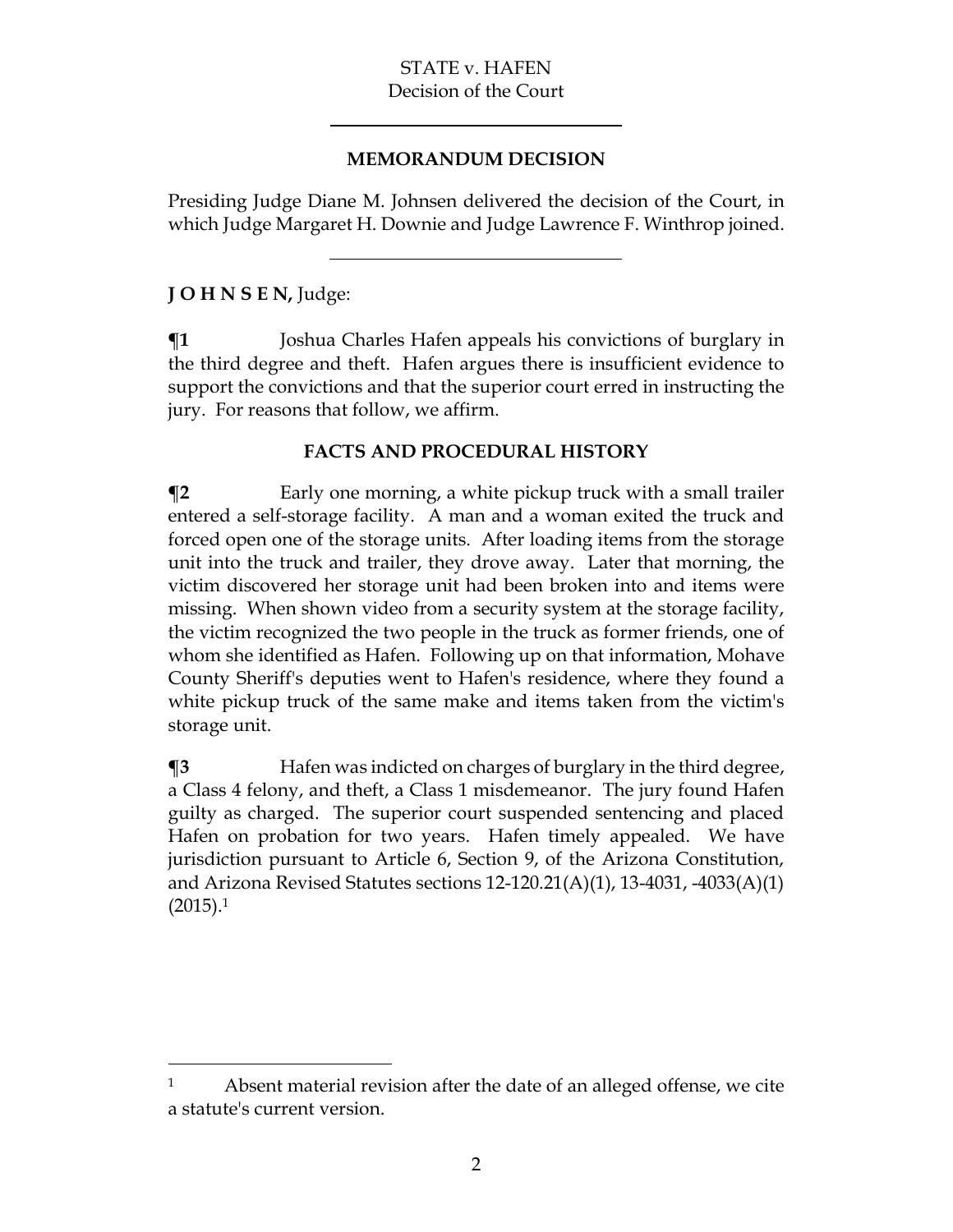## MEMORANDUM DECISION

Presiding Judge Diane M. Johnsen delivered the decision of the Court, in which Judge Margaret H. Downie and Judge Lawrence F. Winthrop joined.

**J O H N S E N,** Judge:

**¶1** Joshua Charles Hafen appeals his convictions of burglary in the third degree and theft. Hafen argues there is insufficient evidence to support the convictions and that the superior court erred in instructing the jury. For reasons that follow, we affirm.

## FACTS AND PROCEDURAL HISTORY

**¶2** Early one morning, a white pickup truck with a small trailer entered a self-storage facility. A man and a woman exited the truck and forced open one of the storage units. After loading items from the storage unit into the truck and trailer, they drove away. Later that morning, the victim discovered her storage unit had been broken into and items were missing. When shown video from a security system at the storage facility, the victim recognized the two people in the truck as former friends, one of whom she identified as Hafen. Following up on that information, Mohave County Sheriff's deputies went to Hafen's residence, where they found a white pickup truck of the same make and items taken from the victim's storage unit.

**¶3** Hafen was indicted on charges of burglary in the third degree, a Class 4 felony, and theft, a Class 1 misdemeanor. The jury found Hafen guilty as charged. The superior court suspended sentencing and placed Hafen on probation for two years. Hafen timely appealed. We have jurisdiction pursuant to Article 6, Section 9, of the Arizona Constitution, and Arizona Revised Statutes sections 12-120.21(A)(1), 13-4031, -4033(A)(1) (2015).[1]

---

[1] Absent material revision after the date of an alleged offense, we cite a statute's current version.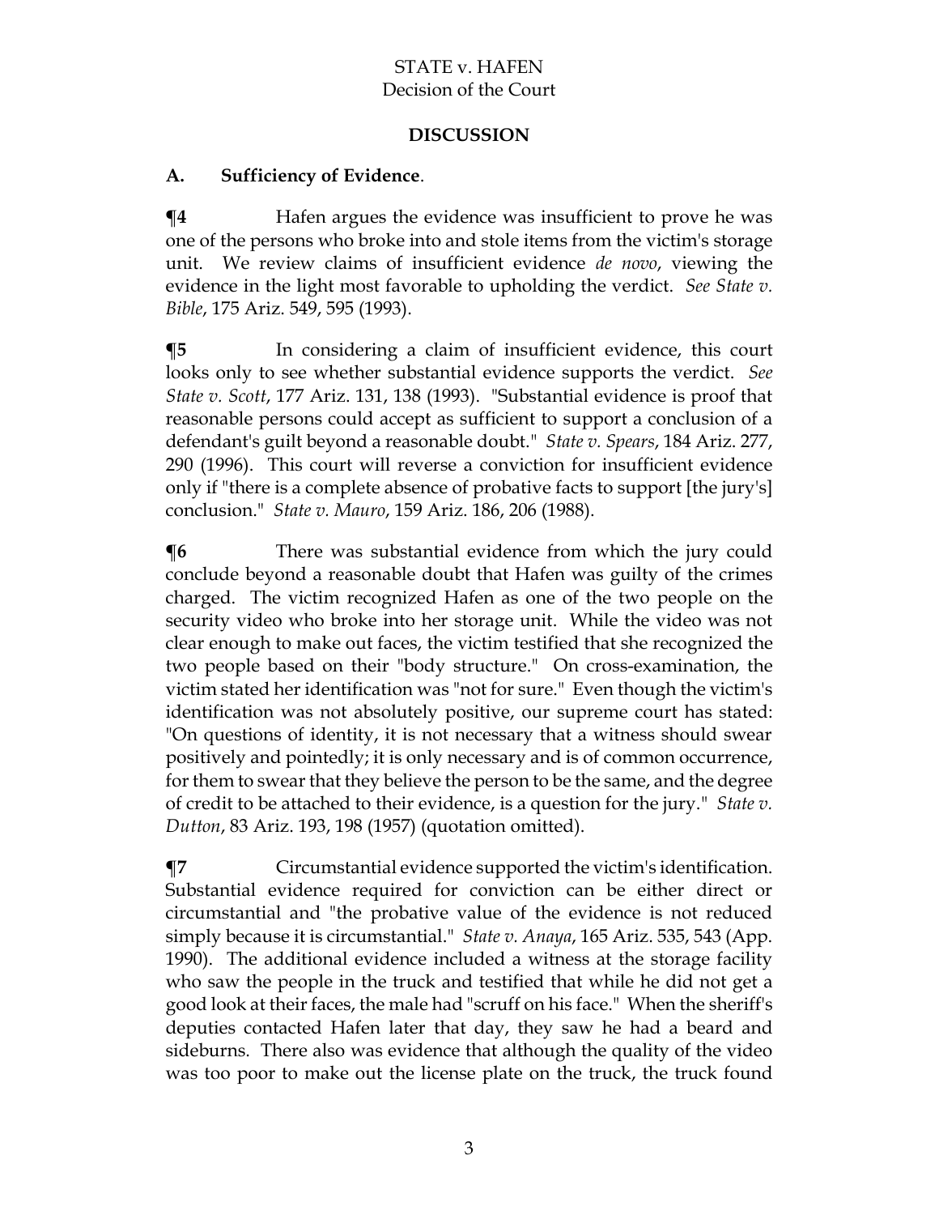## DISCUSSION

### A. Sufficiency of Evidence.

**¶4** Hafen argues the evidence was insufficient to prove he was one of the persons who broke into and stole items from the victim's storage unit. We review claims of insufficient evidence *de novo*, viewing the evidence in the light most favorable to upholding the verdict. *See State v. Bible*, 175 Ariz. 549, 595 (1993).

**¶5** In considering a claim of insufficient evidence, this court looks only to see whether substantial evidence supports the verdict. *See State v. Scott*, 177 Ariz. 131, 138 (1993). "Substantial evidence is proof that reasonable persons could accept as sufficient to support a conclusion of a defendant's guilt beyond a reasonable doubt." *State v. Spears*, 184 Ariz. 277, 290 (1996). This court will reverse a conviction for insufficient evidence only if "there is a complete absence of probative facts to support [the jury's] conclusion." *State v. Mauro*, 159 Ariz. 186, 206 (1988).

**¶6** There was substantial evidence from which the jury could conclude beyond a reasonable doubt that Hafen was guilty of the crimes charged. The victim recognized Hafen as one of the two people on the security video who broke into her storage unit. While the video was not clear enough to make out faces, the victim testified that she recognized the two people based on their "body structure." On cross-examination, the victim stated her identification was "not for sure." Even though the victim's identification was not absolutely positive, our supreme court has stated: "On questions of identity, it is not necessary that a witness should swear positively and pointedly; it is only necessary and is of common occurrence, for them to swear that they believe the person to be the same, and the degree of credit to be attached to their evidence, is a question for the jury." *State v. Dutton*, 83 Ariz. 193, 198 (1957) (quotation omitted).

**¶7** Circumstantial evidence supported the victim's identification. Substantial evidence required for conviction can be either direct or circumstantial and "the probative value of the evidence is not reduced simply because it is circumstantial." *State v. Anaya*, 165 Ariz. 535, 543 (App. 1990). The additional evidence included a witness at the storage facility who saw the people in the truck and testified that while he did not get a good look at their faces, the male had "scruff on his face." When the sheriff's deputies contacted Hafen later that day, they saw he had a beard and sideburns. There also was evidence that although the quality of the video was too poor to make out the license plate on the truck, the truck found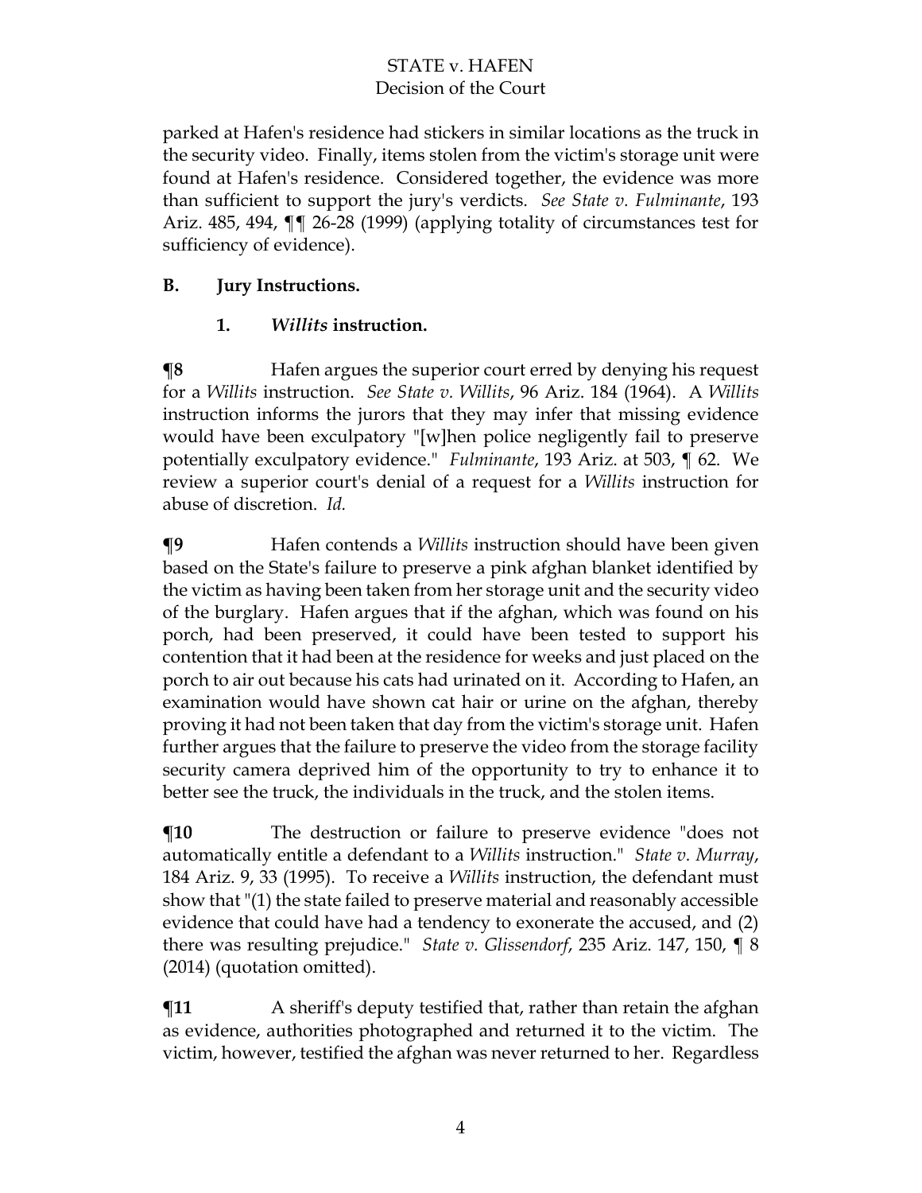parked at Hafen's residence had stickers in similar locations as the truck in the security video. Finally, items stolen from the victim's storage unit were found at Hafen's residence. Considered together, the evidence was more than sufficient to support the jury's verdicts. *See State v. Fulminante*, 193 Ariz. 485, 494, ¶¶ 26-28 (1999) (applying totality of circumstances test for sufficiency of evidence).

## B. Jury Instructions.

### 1. *Willits* instruction.

**¶8** Hafen argues the superior court erred by denying his request for a *Willits* instruction. *See State v. Willits*, 96 Ariz. 184 (1964). A *Willits* instruction informs the jurors that they may infer that missing evidence would have been exculpatory "[w]hen police negligently fail to preserve potentially exculpatory evidence." *Fulminante*, 193 Ariz. at 503, ¶ 62. We review a superior court's denial of a request for a *Willits* instruction for abuse of discretion. *Id.*

**¶9** Hafen contends a *Willits* instruction should have been given based on the State's failure to preserve a pink afghan blanket identified by the victim as having been taken from her storage unit and the security video of the burglary. Hafen argues that if the afghan, which was found on his porch, had been preserved, it could have been tested to support his contention that it had been at the residence for weeks and just placed on the porch to air out because his cats had urinated on it. According to Hafen, an examination would have shown cat hair or urine on the afghan, thereby proving it had not been taken that day from the victim's storage unit. Hafen further argues that the failure to preserve the video from the storage facility security camera deprived him of the opportunity to try to enhance it to better see the truck, the individuals in the truck, and the stolen items.

**¶10** The destruction or failure to preserve evidence "does not automatically entitle a defendant to a *Willits* instruction." *State v. Murray*, 184 Ariz. 9, 33 (1995). To receive a *Willits* instruction, the defendant must show that "(1) the state failed to preserve material and reasonably accessible evidence that could have had a tendency to exonerate the accused, and (2) there was resulting prejudice." *State v. Glissendorf*, 235 Ariz. 147, 150, ¶ 8 (2014) (quotation omitted).

**¶11** A sheriff's deputy testified that, rather than retain the afghan as evidence, authorities photographed and returned it to the victim. The victim, however, testified the afghan was never returned to her. Regardless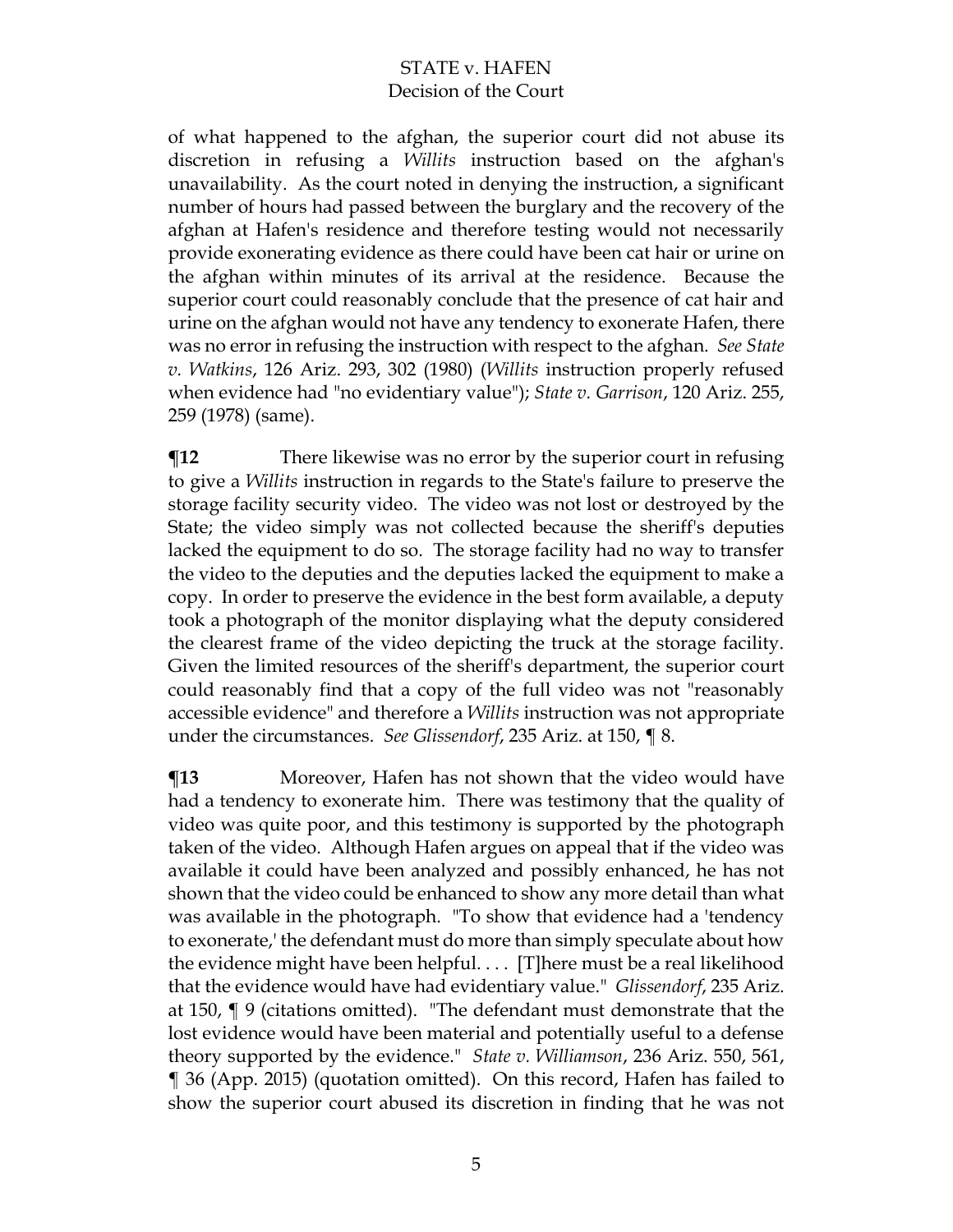of what happened to the afghan, the superior court did not abuse its discretion in refusing a *Willits* instruction based on the afghan's unavailability. As the court noted in denying the instruction, a significant number of hours had passed between the burglary and the recovery of the afghan at Hafen's residence and therefore testing would not necessarily provide exonerating evidence as there could have been cat hair or urine on the afghan within minutes of its arrival at the residence. Because the superior court could reasonably conclude that the presence of cat hair and urine on the afghan would not have any tendency to exonerate Hafen, there was no error in refusing the instruction with respect to the afghan. *See State v. Watkins*, 126 Ariz. 293, 302 (1980) (*Willits* instruction properly refused when evidence had "no evidentiary value"); *State v. Garrison*, 120 Ariz. 255, 259 (1978) (same).

**¶12** There likewise was no error by the superior court in refusing to give a *Willits* instruction in regards to the State's failure to preserve the storage facility security video. The video was not lost or destroyed by the State; the video simply was not collected because the sheriff's deputies lacked the equipment to do so. The storage facility had no way to transfer the video to the deputies and the deputies lacked the equipment to make a copy. In order to preserve the evidence in the best form available, a deputy took a photograph of the monitor displaying what the deputy considered the clearest frame of the video depicting the truck at the storage facility. Given the limited resources of the sheriff's department, the superior court could reasonably find that a copy of the full video was not "reasonably accessible evidence" and therefore a *Willits* instruction was not appropriate under the circumstances. *See Glissendorf*, 235 Ariz. at 150, ¶ 8.

**¶13** Moreover, Hafen has not shown that the video would have had a tendency to exonerate him. There was testimony that the quality of video was quite poor, and this testimony is supported by the photograph taken of the video. Although Hafen argues on appeal that if the video was available it could have been analyzed and possibly enhanced, he has not shown that the video could be enhanced to show any more detail than what was available in the photograph. "To show that evidence had a 'tendency to exonerate,' the defendant must do more than simply speculate about how the evidence might have been helpful. . . . [T]here must be a real likelihood that the evidence would have had evidentiary value." *Glissendorf*, 235 Ariz. at 150, ¶ 9 (citations omitted). "The defendant must demonstrate that the lost evidence would have been material and potentially useful to a defense theory supported by the evidence." *State v. Williamson*, 236 Ariz. 550, 561, ¶ 36 (App. 2015) (quotation omitted). On this record, Hafen has failed to show the superior court abused its discretion in finding that he was not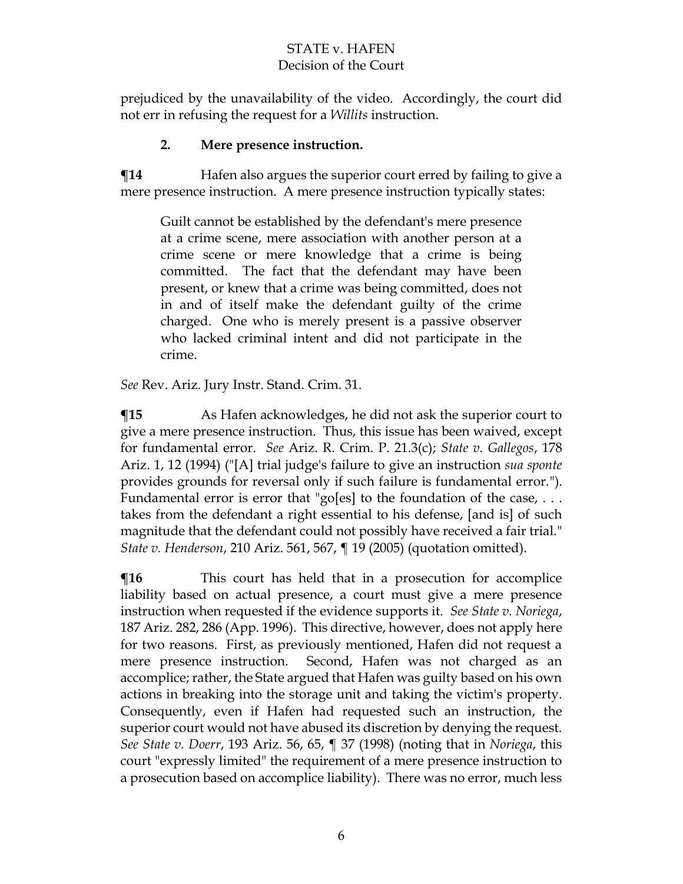prejudiced by the unavailability of the video. Accordingly, the court did not err in refusing the request for a *Willits* instruction.

### 2. Mere presence instruction.

**¶14** Hafen also argues the superior court erred by failing to give a mere presence instruction. A mere presence instruction typically states:

> Guilt cannot be established by the defendant's mere presence at a crime scene, mere association with another person at a crime scene or mere knowledge that a crime is being committed. The fact that the defendant may have been present, or knew that a crime was being committed, does not in and of itself make the defendant guilty of the crime charged. One who is merely present is a passive observer who lacked criminal intent and did not participate in the crime.

*See* Rev. Ariz. Jury Instr. Stand. Crim. 31.

**¶15** As Hafen acknowledges, he did not ask the superior court to give a mere presence instruction. Thus, this issue has been waived, except for fundamental error. *See* Ariz. R. Crim. P. 21.3(c); *State v. Gallegos*, 178 Ariz. 1, 12 (1994) ("[A] trial judge's failure to give an instruction *sua sponte* provides grounds for reversal only if such failure is fundamental error."). Fundamental error is error that "go[es] to the foundation of the case, . . . takes from the defendant a right essential to his defense, [and is] of such magnitude that the defendant could not possibly have received a fair trial." *State v. Henderson*, 210 Ariz. 561, 567, ¶ 19 (2005) (quotation omitted).

**¶16** This court has held that in a prosecution for accomplice liability based on actual presence, a court must give a mere presence instruction when requested if the evidence supports it. *See State v. Noriega*, 187 Ariz. 282, 286 (App. 1996). This directive, however, does not apply here for two reasons. First, as previously mentioned, Hafen did not request a mere presence instruction. Second, Hafen was not charged as an accomplice; rather, the State argued that Hafen was guilty based on his own actions in breaking into the storage unit and taking the victim's property. Consequently, even if Hafen had requested such an instruction, the superior court would not have abused its discretion by denying the request. *See State v. Doerr*, 193 Ariz. 56, 65, ¶ 37 (1998) (noting that in *Noriega*, this court "expressly limited" the requirement of a mere presence instruction to a prosecution based on accomplice liability). There was no error, much less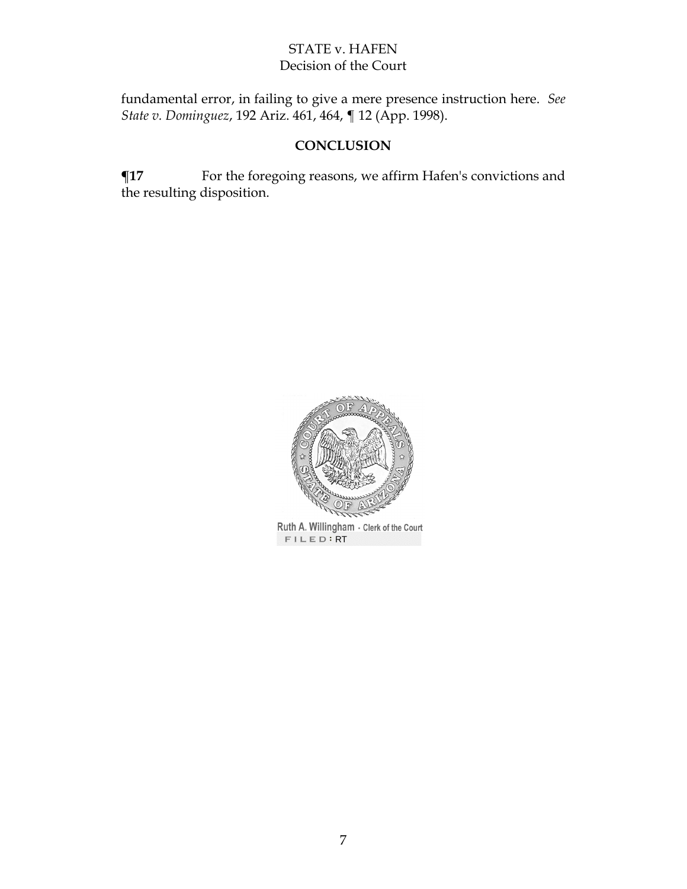fundamental error, in failing to give a mere presence instruction here. *See State v. Dominguez*, 192 Ariz. 461, 464, ¶ 12 (App. 1998).

## CONCLUSION

**¶17** For the foregoing reasons, we affirm Hafen's convictions and the resulting disposition.

Ruth A. Willingham · Clerk of the Court
FILED: RT